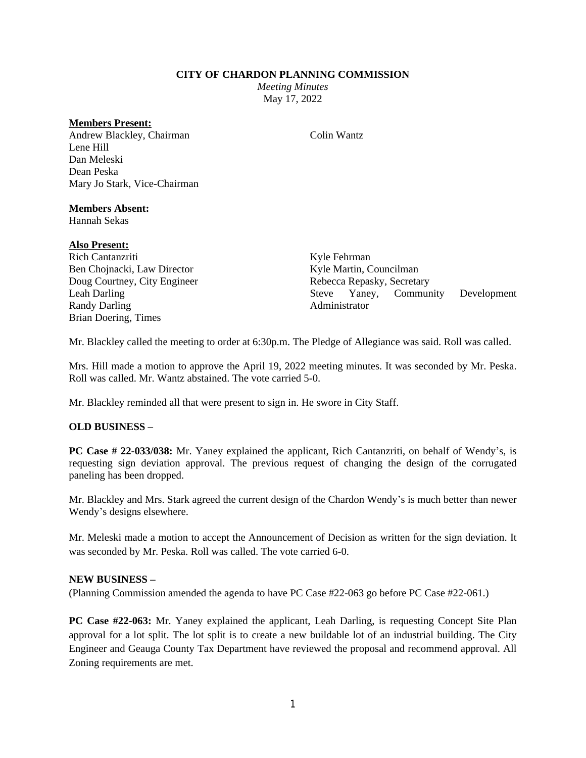**CITY OF CHARDON PLANNING COMMISSION**

*Meeting Minutes*

May 17, 2022

**Members Present:**

Andrew Blackley, Chairman
Lene Hill
Dan Meleski
Dean Peska
Mary Jo Stark, Vice-Chairman
Colin Wantz

**Members Absent:**

Hannah Sekas

**Also Present:**

Rich Cantanzriti
Ben Chojnacki, Law Director
Doug Courtney, City Engineer
Leah Darling
Randy Darling
Brian Doering, Times
Kyle Fehrman
Kyle Martin, Councilman
Rebecca Repasky, Secretary
Steve Yaney, Community Development Administrator

Mr. Blackley called the meeting to order at 6:30p.m. The Pledge of Allegiance was said. Roll was called.

Mrs. Hill made a motion to approve the April 19, 2022 meeting minutes. It was seconded by Mr. Peska. Roll was called. Mr. Wantz abstained. The vote carried 5-0.

Mr. Blackley reminded all that were present to sign in. He swore in City Staff.

**OLD BUSINESS –**

**PC Case # 22-033/038:** Mr. Yaney explained the applicant, Rich Cantanzriti, on behalf of Wendy's, is requesting sign deviation approval. The previous request of changing the design of the corrugated paneling has been dropped.

Mr. Blackley and Mrs. Stark agreed the current design of the Chardon Wendy's is much better than newer Wendy's designs elsewhere.

Mr. Meleski made a motion to accept the Announcement of Decision as written for the sign deviation. It was seconded by Mr. Peska. Roll was called. The vote carried 6-0.

**NEW BUSINESS –**

(Planning Commission amended the agenda to have PC Case #22-063 go before PC Case #22-061.)

**PC Case #22-063:** Mr. Yaney explained the applicant, Leah Darling, is requesting Concept Site Plan approval for a lot split. The lot split is to create a new buildable lot of an industrial building. The City Engineer and Geauga County Tax Department have reviewed the proposal and recommend approval. All Zoning requirements are met.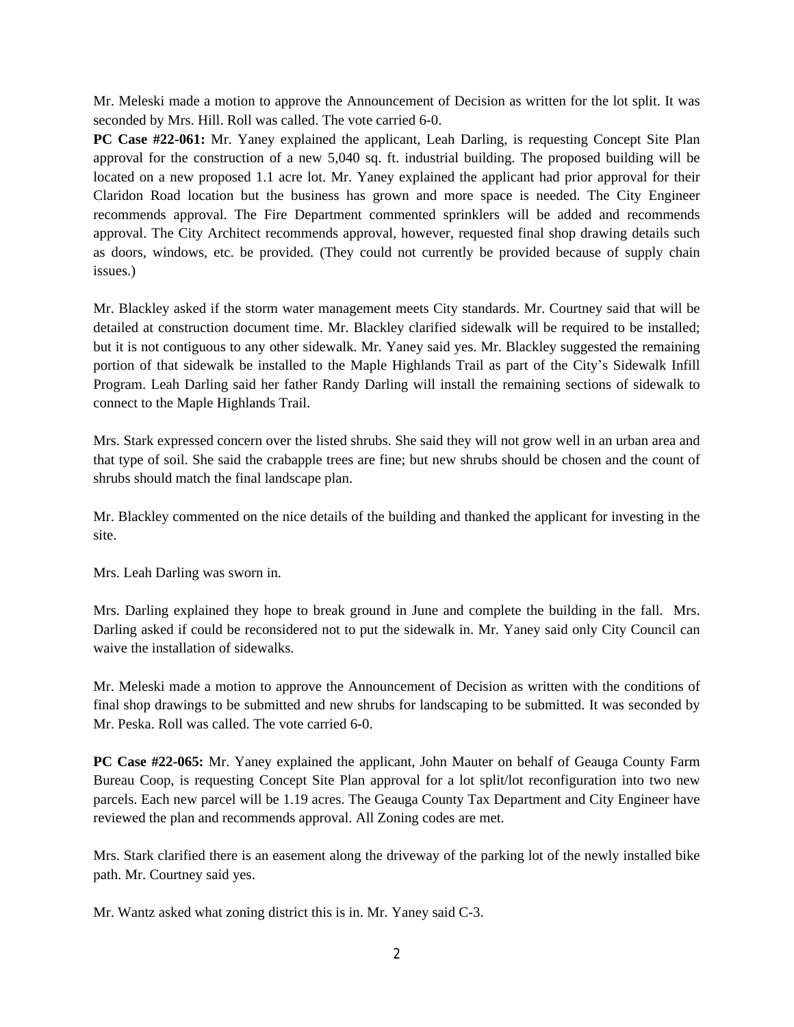Mr. Meleski made a motion to approve the Announcement of Decision as written for the lot split. It was seconded by Mrs. Hill. Roll was called. The vote carried 6-0.

**PC Case #22-061:** Mr. Yaney explained the applicant, Leah Darling, is requesting Concept Site Plan approval for the construction of a new 5,040 sq. ft. industrial building. The proposed building will be located on a new proposed 1.1 acre lot. Mr. Yaney explained the applicant had prior approval for their Claridon Road location but the business has grown and more space is needed. The City Engineer recommends approval. The Fire Department commented sprinklers will be added and recommends approval. The City Architect recommends approval, however, requested final shop drawing details such as doors, windows, etc. be provided. (They could not currently be provided because of supply chain issues.)

Mr. Blackley asked if the storm water management meets City standards. Mr. Courtney said that will be detailed at construction document time. Mr. Blackley clarified sidewalk will be required to be installed; but it is not contiguous to any other sidewalk. Mr. Yaney said yes. Mr. Blackley suggested the remaining portion of that sidewalk be installed to the Maple Highlands Trail as part of the City's Sidewalk Infill Program. Leah Darling said her father Randy Darling will install the remaining sections of sidewalk to connect to the Maple Highlands Trail.

Mrs. Stark expressed concern over the listed shrubs. She said they will not grow well in an urban area and that type of soil. She said the crabapple trees are fine; but new shrubs should be chosen and the count of shrubs should match the final landscape plan.

Mr. Blackley commented on the nice details of the building and thanked the applicant for investing in the site.

Mrs. Leah Darling was sworn in.

Mrs. Darling explained they hope to break ground in June and complete the building in the fall. Mrs. Darling asked if could be reconsidered not to put the sidewalk in. Mr. Yaney said only City Council can waive the installation of sidewalks.

Mr. Meleski made a motion to approve the Announcement of Decision as written with the conditions of final shop drawings to be submitted and new shrubs for landscaping to be submitted. It was seconded by Mr. Peska. Roll was called. The vote carried 6-0.

**PC Case #22-065:** Mr. Yaney explained the applicant, John Mauter on behalf of Geauga County Farm Bureau Coop, is requesting Concept Site Plan approval for a lot split/lot reconfiguration into two new parcels. Each new parcel will be 1.19 acres. The Geauga County Tax Department and City Engineer have reviewed the plan and recommends approval. All Zoning codes are met.

Mrs. Stark clarified there is an easement along the driveway of the parking lot of the newly installed bike path. Mr. Courtney said yes.

Mr. Wantz asked what zoning district this is in. Mr. Yaney said C-3.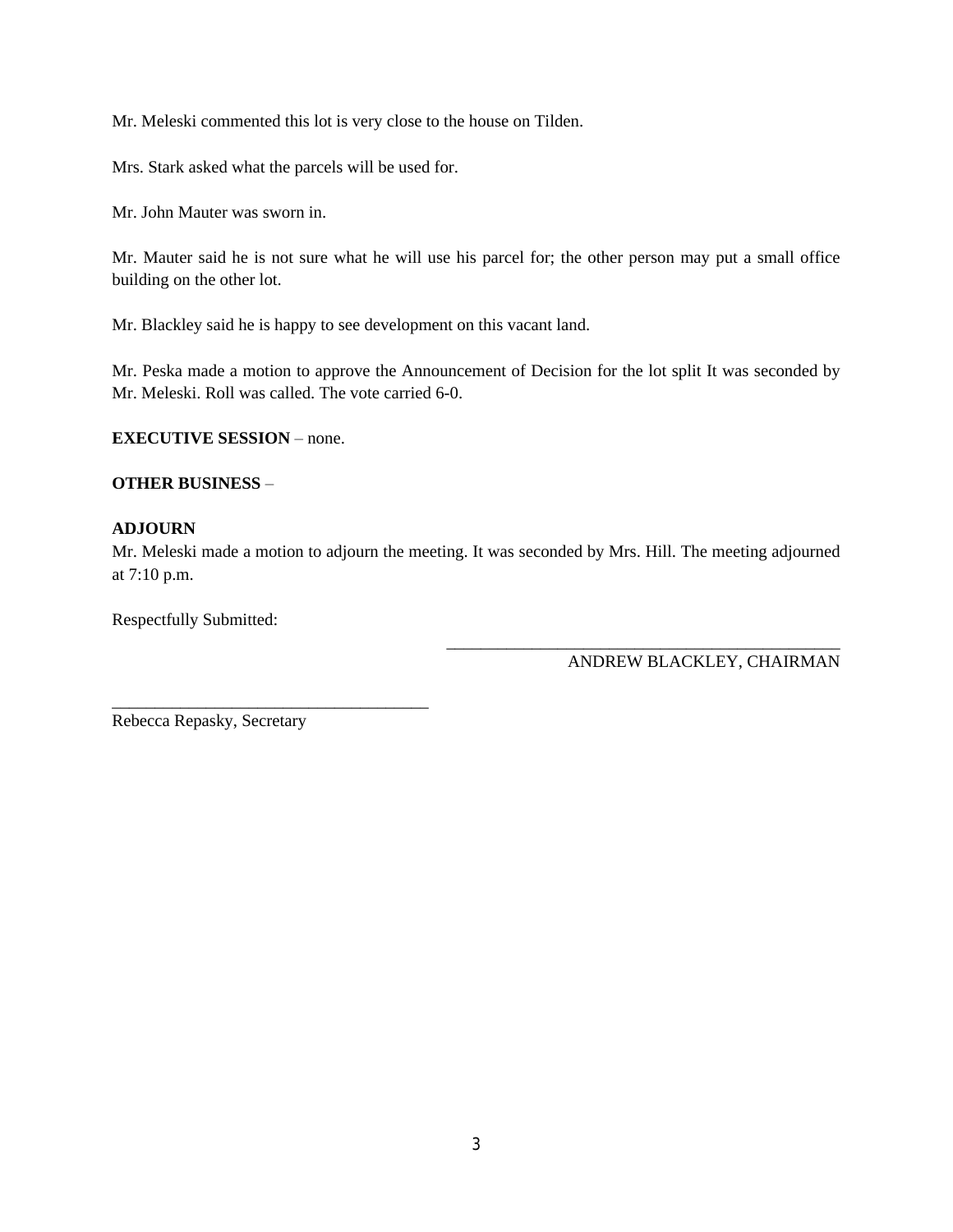Mr. Meleski commented this lot is very close to the house on Tilden.

Mrs. Stark asked what the parcels will be used for.

Mr. John Mauter was sworn in.

Mr. Mauter said he is not sure what he will use his parcel for; the other person may put a small office building on the other lot.

Mr. Blackley said he is happy to see development on this vacant land.

Mr. Peska made a motion to approve the Announcement of Decision for the lot split It was seconded by Mr. Meleski. Roll was called. The vote carried 6-0.

**EXECUTIVE SESSION** – none.

**OTHER BUSINESS** –

**ADJOURN**

Mr. Meleski made a motion to adjourn the meeting. It was seconded by Mrs. Hill. The meeting adjourned at 7:10 p.m.

Respectfully Submitted:

_______________________________________________
ANDREW BLACKLEY, CHAIRMAN

_____________________________________
Rebecca Repasky, Secretary